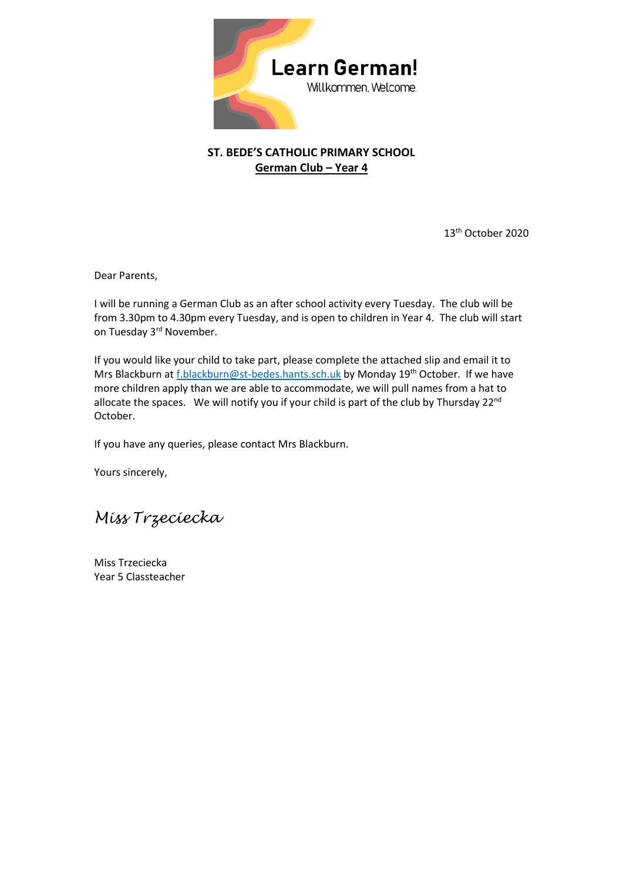**Learn German!**

Willkommen. Welcome.

**ST. BEDE'S CATHOLIC PRIMARY SCHOOL**

**German Club – Year 4**

13th October 2020

Dear Parents,

I will be running a German Club as an after school activity every Tuesday. The club will be from 3.30pm to 4.30pm every Tuesday, and is open to children in Year 4. The club will start on Tuesday 3rd November.

If you would like your child to take part, please complete the attached slip and email it to Mrs Blackburn at f.blackburn@st-bedes.hants.sch.uk by Monday 19th October. If we have more children apply than we are able to accommodate, we will pull names from a hat to allocate the spaces. We will notify you if your child is part of the club by Thursday 22nd October.

If you have any queries, please contact Mrs Blackburn.

Yours sincerely,

*Miss Trzeciecka*

Miss Trzeciecka
Year 5 Classteacher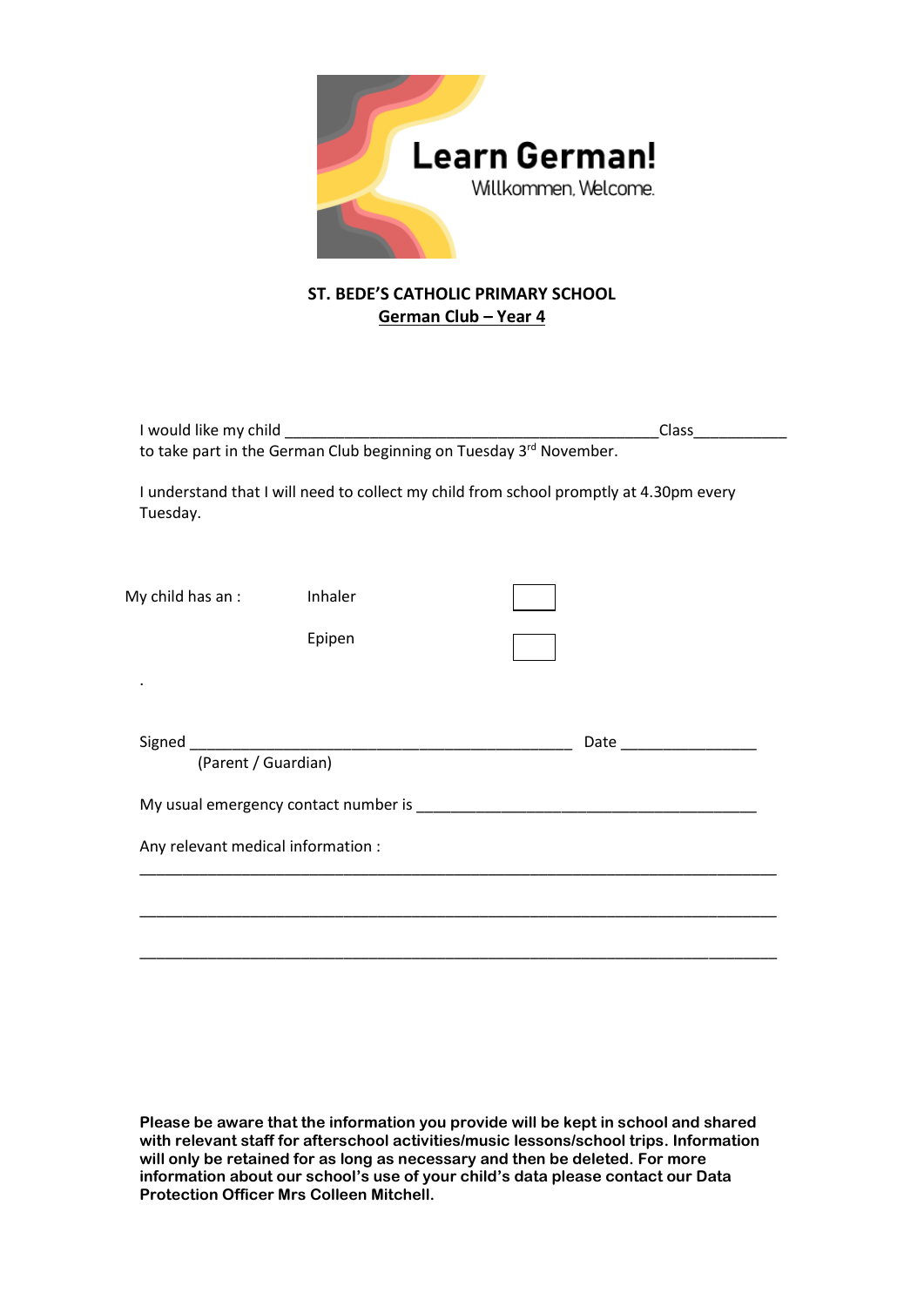Learn German!

Willkommen. Welcome.

**ST. BEDE'S CATHOLIC PRIMARY SCHOOL**

**German Club – Year 4**

I would like my child _____________________________________________Class___________
to take part in the German Club beginning on Tuesday 3rd November.

I understand that I will need to collect my child from school promptly at 4.30pm every Tuesday.

My child has an : Inhaler ☐

Epipen ☐

.

Signed ______________________________________________ Date ________________
(Parent / Guardian)

My usual emergency contact number is ________________________________________

Any relevant medical information :

_____________________________________________________________________________

_____________________________________________________________________________

_____________________________________________________________________________

**Please be aware that the information you provide will be kept in school and shared with relevant staff for afterschool activities/music lessons/school trips. Information will only be retained for as long as necessary and then be deleted. For more information about our school's use of your child's data please contact our Data Protection Officer Mrs Colleen Mitchell.**